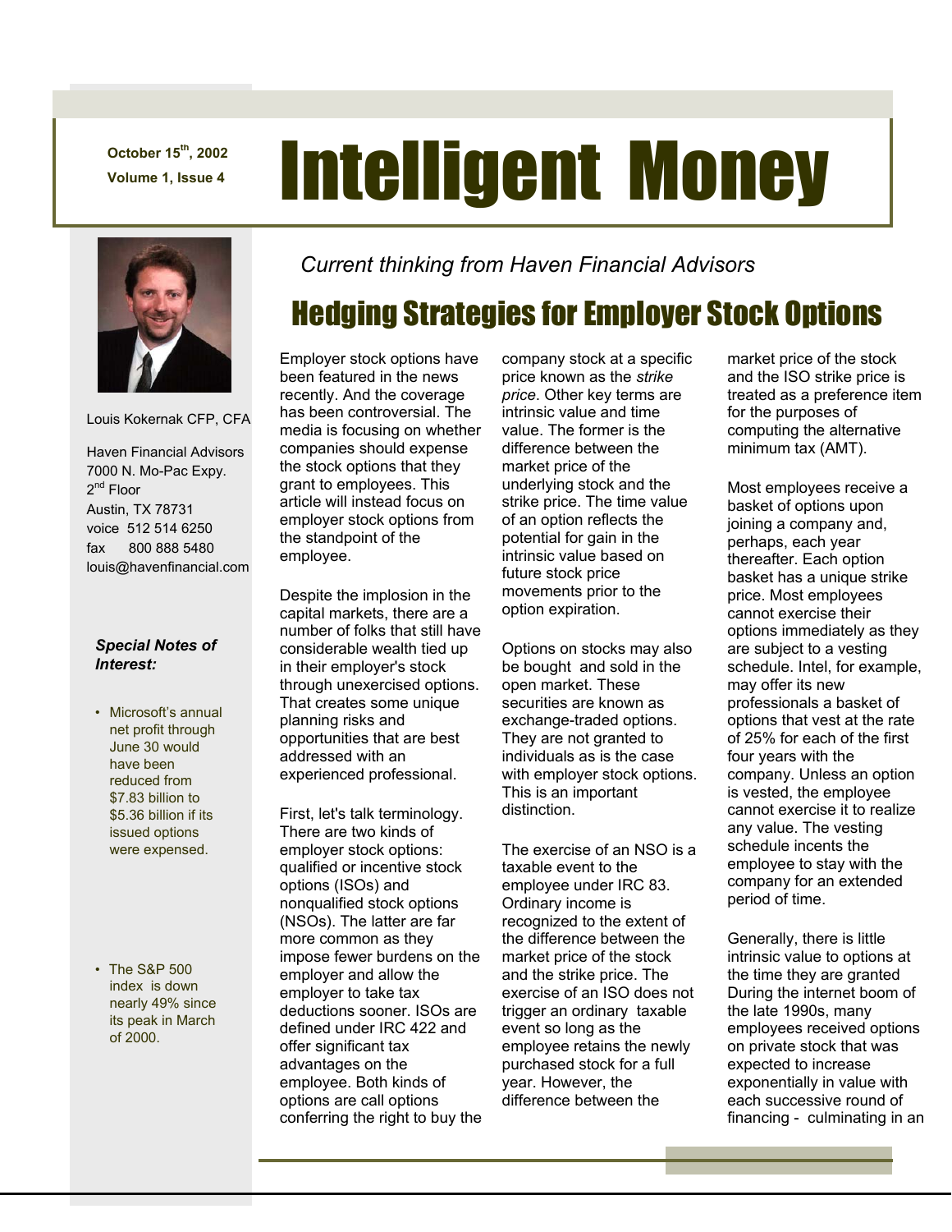October 15th, 2002
Volume 1, Issue 4

# Intelligent Money

Louis Kokernak CFP, CFA

Haven Financial Advisors
7000 N. Mo-Pac Expy.
2nd Floor
Austin, TX 78731
voice 512 514 6250
fax 800 888 5480
louis@havenfinancial.com

***Special Notes of Interest:***

- Microsoft's annual net profit through June 30 would have been reduced from $7.83 billion to $5.36 billion if its issued options were expensed.
- The S&P 500 index is down nearly 49% since its peak in March of 2000.

*Current thinking from Haven Financial Advisors*

## Hedging Strategies for Employer Stock Options

Employer stock options have been featured in the news recently. And the coverage has been controversial. The media is focusing on whether companies should expense the stock options that they grant to employees. This article will instead focus on employer stock options from the standpoint of the employee.

Despite the implosion in the capital markets, there are a number of folks that still have considerable wealth tied up in their employer's stock through unexercised options. That creates some unique planning risks and opportunities that are best addressed with an experienced professional.

First, let's talk terminology. There are two kinds of employer stock options: qualified or incentive stock options (ISOs) and nonqualified stock options (NSOs). The latter are far more common as they impose fewer burdens on the employer and allow the employer to take tax deductions sooner. ISOs are defined under IRC 422 and offer significant tax advantages on the employee. Both kinds of options are call options conferring the right to buy the company stock at a specific price known as the *strike price*. Other key terms are intrinsic value and time value. The former is the difference between the market price of the underlying stock and the strike price. The time value of an option reflects the potential for gain in the intrinsic value based on future stock price movements prior to the option expiration.

Options on stocks may also be bought and sold in the open market. These securities are known as exchange-traded options. They are not granted to individuals as is the case with employer stock options. This is an important distinction.

The exercise of an NSO is a taxable event to the employee under IRC 83. Ordinary income is recognized to the extent of the difference between the market price of the stock and the strike price. The exercise of an ISO does not trigger an ordinary taxable event so long as the employee retains the newly purchased stock for a full year. However, the difference between the market price of the stock and the ISO strike price is treated as a preference item for the purposes of computing the alternative minimum tax (AMT).

Most employees receive a basket of options upon joining a company and, perhaps, each year thereafter. Each option basket has a unique strike price. Most employees cannot exercise their options immediately as they are subject to a vesting schedule. Intel, for example, may offer its new professionals a basket of options that vest at the rate of 25% for each of the first four years with the company. Unless an option is vested, the employee cannot exercise it to realize any value. The vesting schedule incents the employee to stay with the company for an extended period of time.

Generally, there is little intrinsic value to options at the time they are granted During the internet boom of the late 1990s, many employees received options on private stock that was expected to increase exponentially in value with each successive round of financing - culminating in an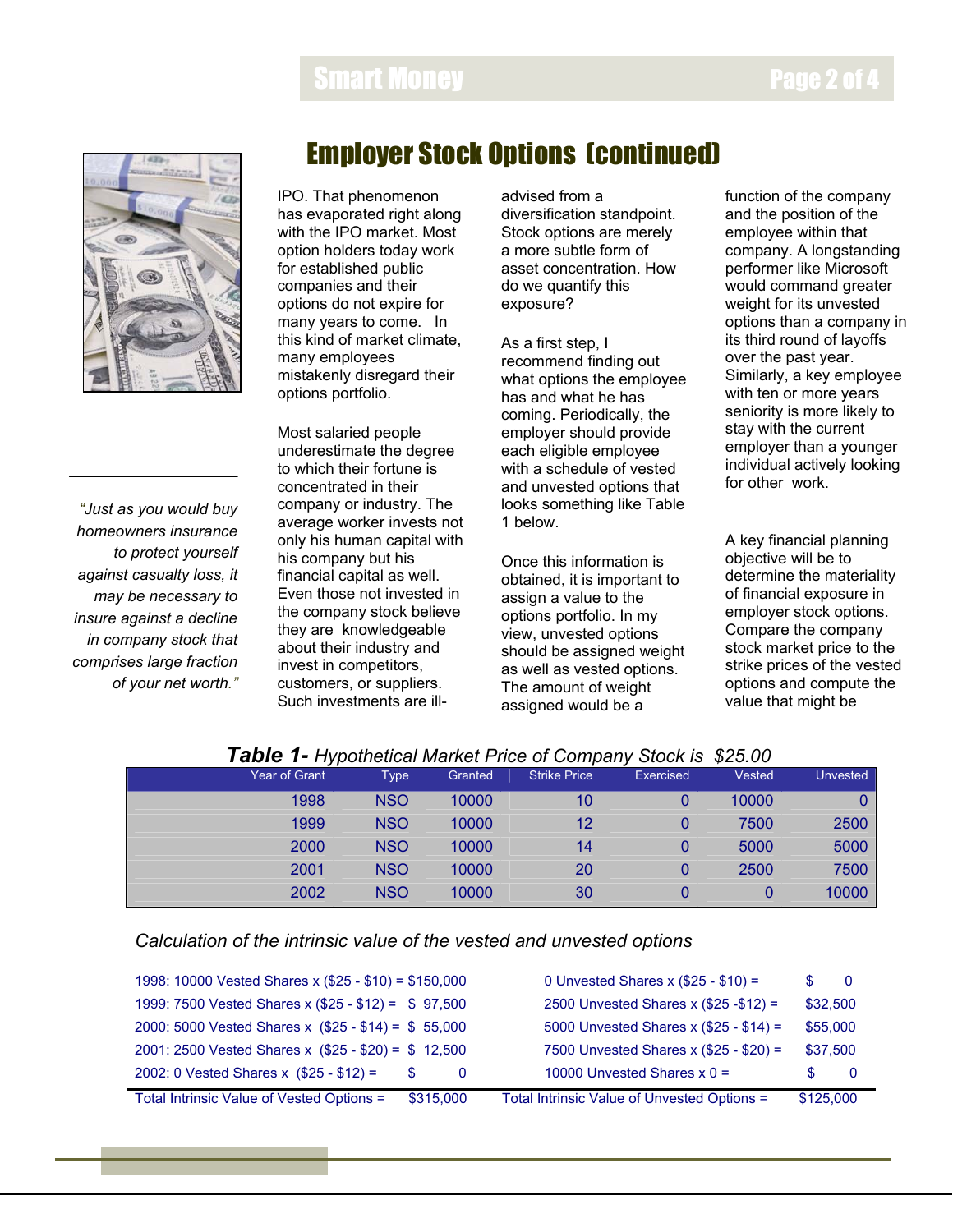## Employer Stock Options (continued)

IPO. That phenomenon has evaporated right along with the IPO market. Most option holders today work for established public companies and their options do not expire for many years to come. In this kind of market climate, many employees mistakenly disregard their options portfolio.

Most salaried people underestimate the degree to which their fortune is concentrated in their company or industry. The average worker invests not only his human capital with his company but his financial capital as well. Even those not invested in the company stock believe they are knowledgeable about their industry and invest in competitors, customers, or suppliers. Such investments are ill-advised from a diversification standpoint. Stock options are merely a more subtle form of asset concentration. How do we quantify this exposure?

As a first step, I recommend finding out what options the employee has and what he has coming. Periodically, the employer should provide each eligible employee with a schedule of vested and unvested options that looks something like Table 1 below.

Once this information is obtained, it is important to assign a value to the options portfolio. In my view, unvested options should be assigned weight as well as vested options. The amount of weight assigned would be a function of the company and the position of the employee within that company. A longstanding performer like Microsoft would command greater weight for its unvested options than a company in its third round of layoffs over the past year. Similarly, a key employee with ten or more years seniority is more likely to stay with the current employer than a younger individual actively looking for other work.

A key financial planning objective will be to determine the materiality of financial exposure in employer stock options. Compare the company stock market price to the strike prices of the vested options and compute the value that might be

*"Just as you would buy homeowners insurance to protect yourself against casualty loss, it may be necessary to insure against a decline in company stock that comprises large fraction of your net worth."*

***Table 1-*** *Hypothetical Market Price of Company Stock is $25.00*

| Year of Grant | Type | Granted | Strike Price | Exercised | Vested | Unvested |
|---|---|---|---|---|---|---|
| 1998 | NSO | 10000 | 10 | 0 | 10000 | 0 |
| 1999 | NSO | 10000 | 12 | 0 | 7500 | 2500 |
| 2000 | NSO | 10000 | 14 | 0 | 5000 | 5000 |
| 2001 | NSO | 10000 | 20 | 0 | 2500 | 7500 |
| 2002 | NSO | 10000 | 30 | 0 | 0 | 10000 |

*Calculation of the intrinsic value of the vested and unvested options*

| Vested | | Unvested | |
|---|---|---|---|
| 1998: 10000 Vested Shares x ($25 - $10) = | $150,000 | 0 Unvested Shares x ($25 - $10) = | $ 0 |
| 1999: 7500 Vested Shares x ($25 - $12) = | $ 97,500 | 2500 Unvested Shares x ($25 -$12) = | $32,500 |
| 2000: 5000 Vested Shares x ($25 - $14) = | $ 55,000 | 5000 Unvested Shares x ($25 - $14) = | $55,000 |
| 2001: 2500 Vested Shares x ($25 - $20) = | $ 12,500 | 7500 Unvested Shares x ($25 - $20) = | $37,500 |
| 2002: 0 Vested Shares x ($25 - $12) = | $ 0 | 10000 Unvested Shares x 0 = | $ 0 |
| Total Intrinsic Value of Vested Options = | $315,000 | Total Intrinsic Value of Unvested Options = | $125,000 |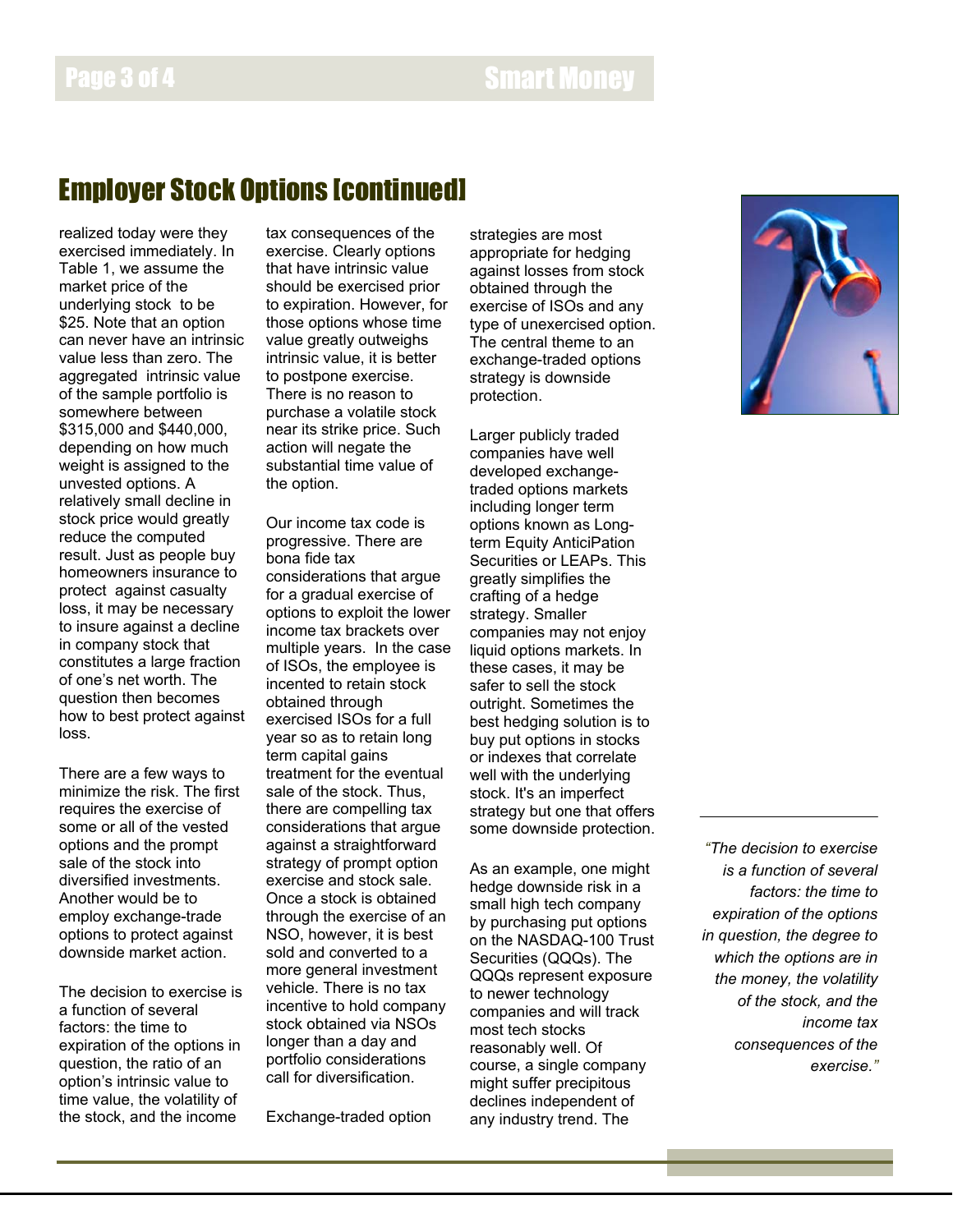# Employer Stock Options [continued]

realized today were they exercised immediately. In Table 1, we assume the market price of the underlying stock to be $25. Note that an option can never have an intrinsic value less than zero. The aggregated intrinsic value of the sample portfolio is somewhere between $315,000 and $440,000, depending on how much weight is assigned to the unvested options. A relatively small decline in stock price would greatly reduce the computed result. Just as people buy homeowners insurance to protect against casualty loss, it may be necessary to insure against a decline in company stock that constitutes a large fraction of one's net worth. The question then becomes how to best protect against loss.

There are a few ways to minimize the risk. The first requires the exercise of some or all of the vested options and the prompt sale of the stock into diversified investments. Another would be to employ exchange-trade options to protect against downside market action.

The decision to exercise is a function of several factors: the time to expiration of the options in question, the ratio of an option's intrinsic value to time value, the volatility of the stock, and the income tax consequences of the exercise. Clearly options that have intrinsic value should be exercised prior to expiration. However, for those options whose time value greatly outweighs intrinsic value, it is better to postpone exercise. There is no reason to purchase a volatile stock near its strike price. Such action will negate the substantial time value of the option.

Our income tax code is progressive. There are bona fide tax considerations that argue for a gradual exercise of options to exploit the lower income tax brackets over multiple years. In the case of ISOs, the employee is incented to retain stock obtained through exercised ISOs for a full year so as to retain long term capital gains treatment for the eventual sale of the stock. Thus, there are compelling tax considerations that argue against a straightforward strategy of prompt option exercise and stock sale. Once a stock is obtained through the exercise of an NSO, however, it is best sold and converted to a more general investment vehicle. There is no tax incentive to hold company stock obtained via NSOs longer than a day and portfolio considerations call for diversification.

Exchange-traded option strategies are most appropriate for hedging against losses from stock obtained through the exercise of ISOs and any type of unexercised option. The central theme to an exchange-traded options strategy is downside protection.

Larger publicly traded companies have well developed exchange-traded options markets including longer term options known as Long-term Equity AnticiPation Securities or LEAPs. This greatly simplifies the crafting of a hedge strategy. Smaller companies may not enjoy liquid options markets. In these cases, it may be safer to sell the stock outright. Sometimes the best hedging solution is to buy put options in stocks or indexes that correlate well with the underlying stock. It's an imperfect strategy but one that offers some downside protection.

As an example, one might hedge downside risk in a small high tech company by purchasing put options on the NASDAQ-100 Trust Securities (QQQs). The QQQs represent exposure to newer technology companies and will track most tech stocks reasonably well. Of course, a single company might suffer precipitous declines independent of any industry trend. The

*"The decision to exercise is a function of several factors: the time to expiration of the options in question, the degree to which the options are in the money, the volatility of the stock, and the income tax consequences of the exercise."*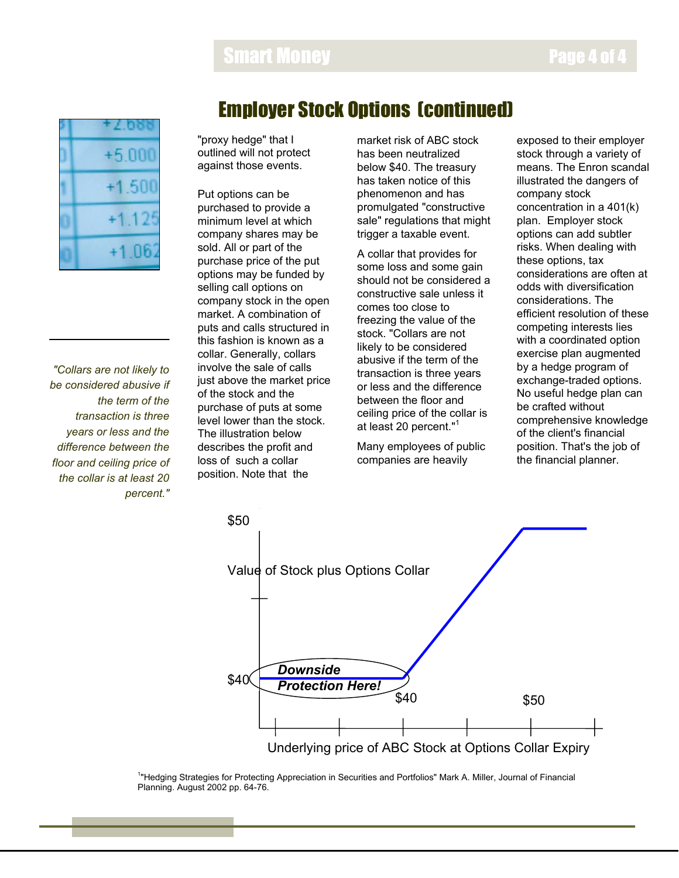## Employer Stock Options (continued)

"proxy hedge" that I outlined will not protect against those events.

Put options can be purchased to provide a minimum level at which company shares may be sold. All or part of the purchase price of the put options may be funded by selling call options on company stock in the open market. A combination of puts and calls structured in this fashion is known as a collar. Generally, collars involve the sale of calls just above the market price of the stock and the purchase of puts at some level lower than the stock. The illustration below describes the profit and loss of such a collar position. Note that the market risk of ABC stock has been neutralized below $40. The treasury has taken notice of this phenomenon and has promulgated "constructive sale" regulations that might trigger a taxable event.

A collar that provides for some loss and some gain should not be considered a constructive sale unless it comes too close to freezing the value of the stock. "Collars are not likely to be considered abusive if the term of the transaction is three years or less and the difference between the floor and ceiling price of the collar is at least 20 percent."[1]

Many employees of public companies are heavily exposed to their employer stock through a variety of means. The Enron scandal illustrated the dangers of company stock concentration in a 401(k) plan. Employer stock options can add subtler risks. When dealing with these options, tax considerations are often at odds with diversification considerations. The efficient resolution of these competing interests lies with a coordinated option exercise plan augmented by a hedge program of exchange-traded options. No useful hedge plan can be crafted without comprehensive knowledge of the client's financial position. That's the job of the financial planner.

*"Collars are not likely to be considered abusive if the term of the transaction is three years or less and the difference between the floor and ceiling price of the collar is at least 20 percent."*

$50

Value of Stock plus Options Collar

$40

**Downside Protection Here!**

$40

$50

Underlying price of ABC Stock at Options Collar Expiry

[1] "Hedging Strategies for Protecting Appreciation in Securities and Portfolios" Mark A. Miller, Journal of Financial Planning. August 2002 pp. 64-76.